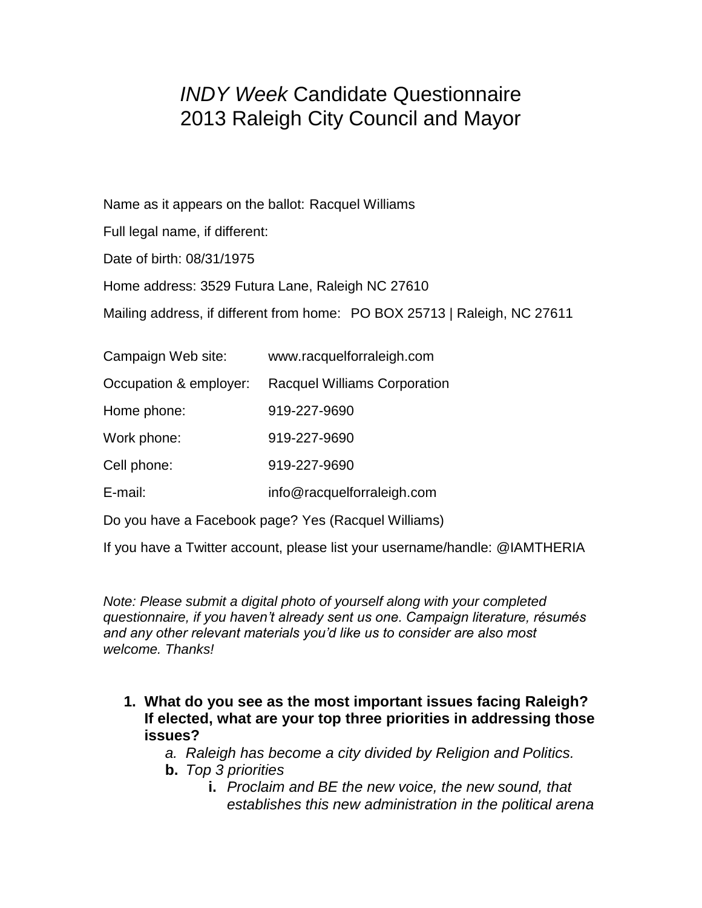# *INDY Week* Candidate Questionnaire
# 2013 Raleigh City Council and Mayor

Name as it appears on the ballot: Racquel Williams

Full legal name, if different:

Date of birth: 08/31/1975

Home address: 3529 Futura Lane, Raleigh NC 27610

Mailing address, if different from home: PO BOX 25713 | Raleigh, NC 27611

| | |
|---|---|
| Campaign Web site: | www.racquelforraleigh.com |
| Occupation & employer: | Racquel Williams Corporation |
| Home phone: | 919-227-9690 |
| Work phone: | 919-227-9690 |
| Cell phone: | 919-227-9690 |
| E-mail: | info@racquelforraleigh.com |

Do you have a Facebook page? Yes (Racquel Williams)

If you have a Twitter account, please list your username/handle: @IAMTHERIA

*Note: Please submit a digital photo of yourself along with your completed questionnaire, if you haven't already sent us one. Campaign literature, résumés and any other relevant materials you'd like us to consider are also most welcome. Thanks!*

1. **What do you see as the most important issues facing Raleigh? If elected, what are your top three priorities in addressing those issues?**
   a. *Raleigh has become a city divided by Religion and Politics.*
   **b.** *Top 3 priorities*
      **i.** *Proclaim and BE the new voice, the new sound, that establishes this new administration in the political arena*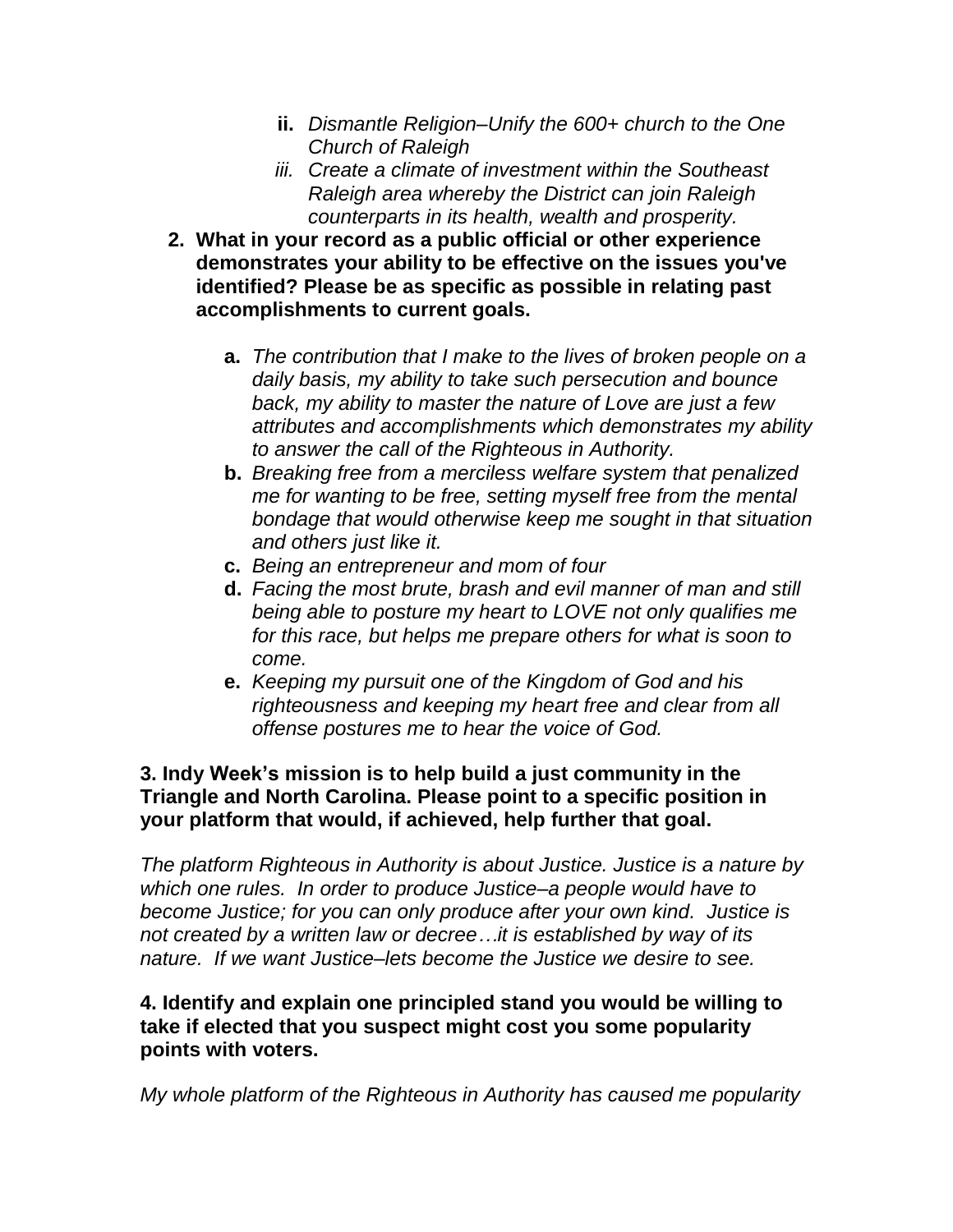ii. *Dismantle Religion–Unify the 600+ church to the One Church of Raleigh*
   iii. *Create a climate of investment within the Southeast Raleigh area whereby the District can join Raleigh counterparts in its health, wealth and prosperity.*

2. **What in your record as a public official or other experience demonstrates your ability to be effective on the issues you've identified? Please be as specific as possible in relating past accomplishments to current goals.**

   a. *The contribution that I make to the lives of broken people on a daily basis, my ability to take such persecution and bounce back, my ability to master the nature of Love are just a few attributes and accomplishments which demonstrates my ability to answer the call of the Righteous in Authority.*
   b. *Breaking free from a merciless welfare system that penalized me for wanting to be free, setting myself free from the mental bondage that would otherwise keep me sought in that situation and others just like it.*
   c. *Being an entrepreneur and mom of four*
   d. *Facing the most brute, brash and evil manner of man and still being able to posture my heart to LOVE not only qualifies me for this race, but helps me prepare others for what is soon to come.*
   e. *Keeping my pursuit one of the Kingdom of God and his righteousness and keeping my heart free and clear from all offense postures me to hear the voice of God.*

**3. Indy Week's mission is to help build a just community in the Triangle and North Carolina. Please point to a specific position in your platform that would, if achieved, help further that goal.**

*The platform Righteous in Authority is about Justice. Justice is a nature by which one rules. In order to produce Justice–a people would have to become Justice; for you can only produce after your own kind. Justice is not created by a written law or decree…it is established by way of its nature. If we want Justice–lets become the Justice we desire to see.*

**4. Identify and explain one principled stand you would be willing to take if elected that you suspect might cost you some popularity points with voters.**

*My whole platform of the Righteous in Authority has caused me popularity*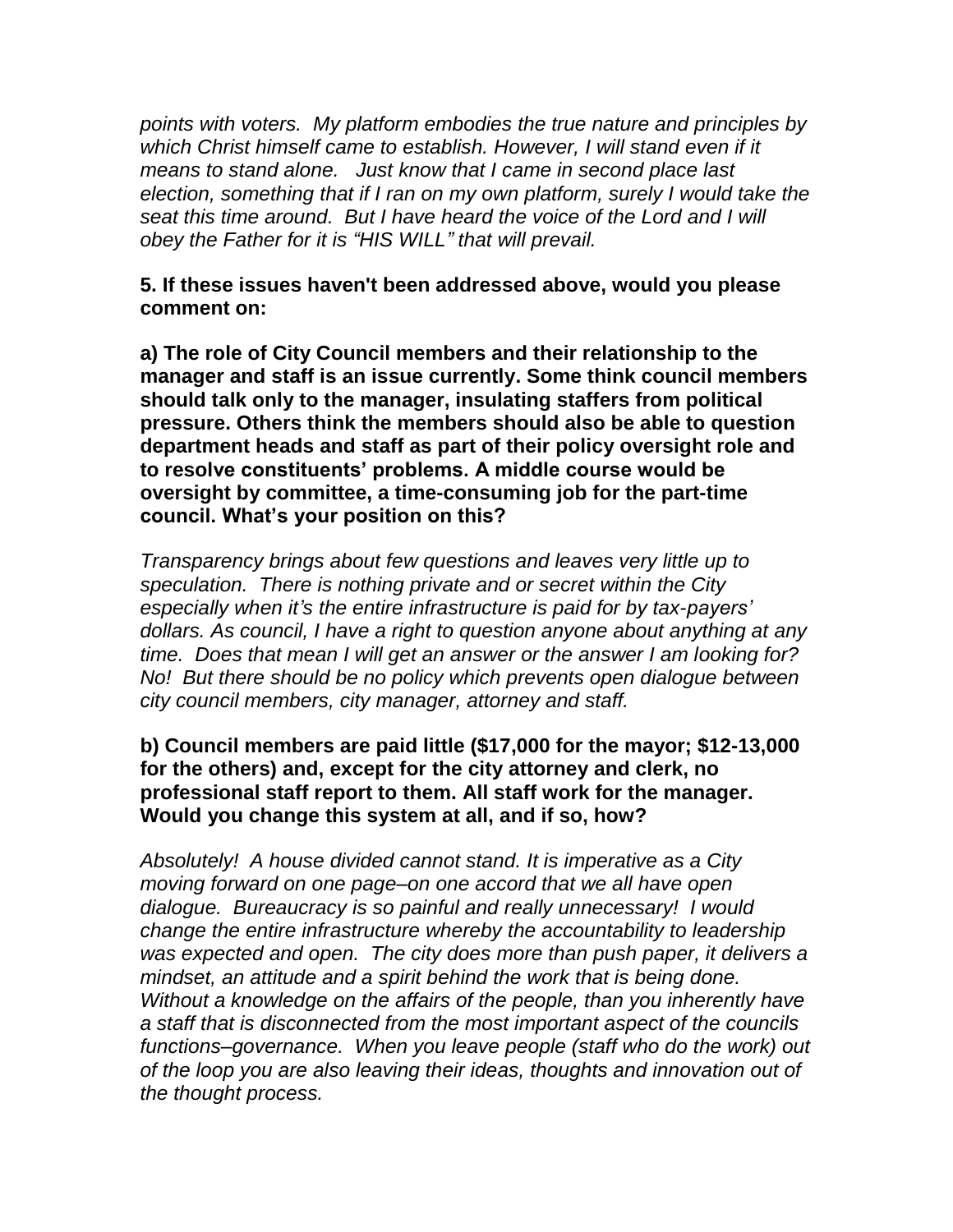*points with voters. My platform embodies the true nature and principles by which Christ himself came to establish. However, I will stand even if it means to stand alone. Just know that I came in second place last election, something that if I ran on my own platform, surely I would take the seat this time around. But I have heard the voice of the Lord and I will obey the Father for it is "HIS WILL" that will prevail.*

**5. If these issues haven't been addressed above, would you please comment on:**

**a) The role of City Council members and their relationship to the manager and staff is an issue currently. Some think council members should talk only to the manager, insulating staffers from political pressure. Others think the members should also be able to question department heads and staff as part of their policy oversight role and to resolve constituents' problems. A middle course would be oversight by committee, a time-consuming job for the part-time council. What's your position on this?**

*Transparency brings about few questions and leaves very little up to speculation. There is nothing private and or secret within the City especially when it's the entire infrastructure is paid for by tax-payers' dollars. As council, I have a right to question anyone about anything at any time. Does that mean I will get an answer or the answer I am looking for? No! But there should be no policy which prevents open dialogue between city council members, city manager, attorney and staff.*

**b) Council members are paid little ($17,000 for the mayor; $12-13,000 for the others) and, except for the city attorney and clerk, no professional staff report to them. All staff work for the manager. Would you change this system at all, and if so, how?**

*Absolutely! A house divided cannot stand. It is imperative as a City moving forward on one page–on one accord that we all have open dialogue. Bureaucracy is so painful and really unnecessary! I would change the entire infrastructure whereby the accountability to leadership was expected and open. The city does more than push paper, it delivers a mindset, an attitude and a spirit behind the work that is being done. Without a knowledge on the affairs of the people, than you inherently have a staff that is disconnected from the most important aspect of the councils functions–governance. When you leave people (staff who do the work) out of the loop you are also leaving their ideas, thoughts and innovation out of the thought process.*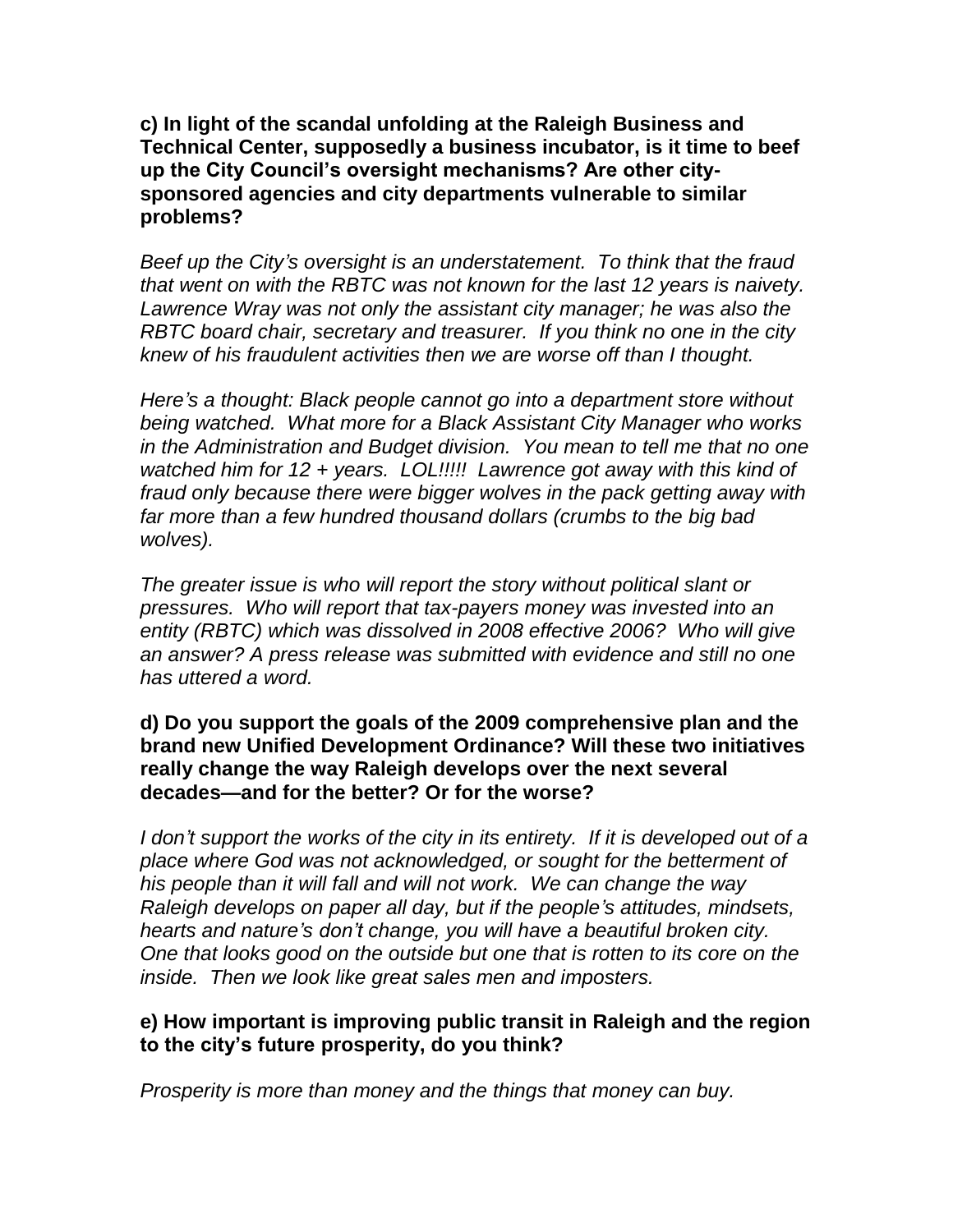**c) In light of the scandal unfolding at the Raleigh Business and Technical Center, supposedly a business incubator, is it time to beef up the City Council's oversight mechanisms? Are other city-sponsored agencies and city departments vulnerable to similar problems?**

*Beef up the City's oversight is an understatement. To think that the fraud that went on with the RBTC was not known for the last 12 years is naivety. Lawrence Wray was not only the assistant city manager; he was also the RBTC board chair, secretary and treasurer. If you think no one in the city knew of his fraudulent activities then we are worse off than I thought.*

*Here's a thought: Black people cannot go into a department store without being watched. What more for a Black Assistant City Manager who works in the Administration and Budget division. You mean to tell me that no one watched him for 12 + years. LOL!!!!! Lawrence got away with this kind of fraud only because there were bigger wolves in the pack getting away with far more than a few hundred thousand dollars (crumbs to the big bad wolves).*

*The greater issue is who will report the story without political slant or pressures. Who will report that tax-payers money was invested into an entity (RBTC) which was dissolved in 2008 effective 2006? Who will give an answer? A press release was submitted with evidence and still no one has uttered a word.*

**d) Do you support the goals of the 2009 comprehensive plan and the brand new Unified Development Ordinance? Will these two initiatives really change the way Raleigh develops over the next several decades—and for the better? Or for the worse?**

*I don't support the works of the city in its entirety. If it is developed out of a place where God was not acknowledged, or sought for the betterment of his people than it will fall and will not work. We can change the way Raleigh develops on paper all day, but if the people's attitudes, mindsets, hearts and nature's don't change, you will have a beautiful broken city. One that looks good on the outside but one that is rotten to its core on the inside. Then we look like great sales men and imposters.*

**e) How important is improving public transit in Raleigh and the region to the city's future prosperity, do you think?**

*Prosperity is more than money and the things that money can buy.*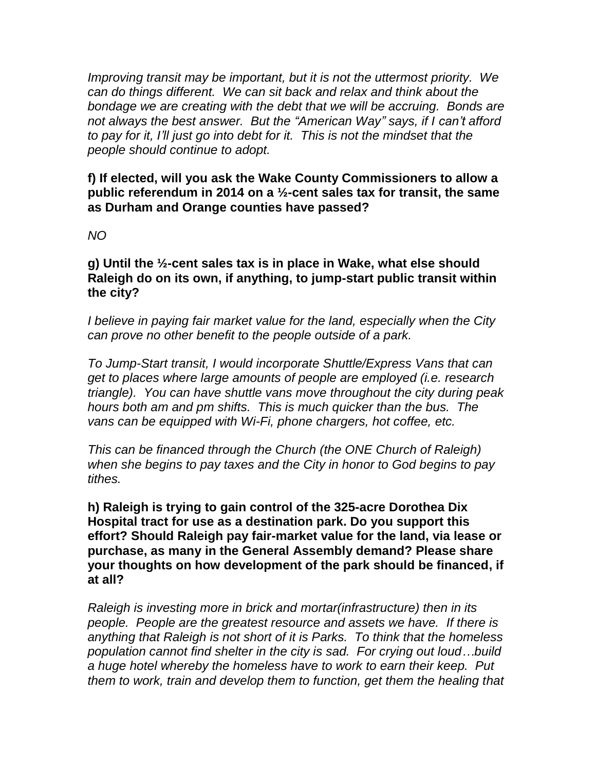*Improving transit may be important, but it is not the uttermost priority.  We can do things different.  We can sit back and relax and think about the bondage we are creating with the debt that we will be accruing.  Bonds are not always the best answer.  But the "American Way" says, if I can't afford to pay for it, I'll just go into debt for it.  This is not the mindset that the people should continue to adopt.*

**f) If elected, will you ask the Wake County Commissioners to allow a public referendum in 2014 on a ½-cent sales tax for transit, the same as Durham and Orange counties have passed?**

*NO*

**g) Until the ½-cent sales tax is in place in Wake, what else should Raleigh do on its own, if anything, to jump-start public transit within the city?**

*I believe in paying fair market value for the land, especially when the City can prove no other benefit to the people outside of a park.*

*To Jump-Start transit, I would incorporate Shuttle/Express Vans that can get to places where large amounts of people are employed (i.e. research triangle).  You can have shuttle vans move throughout the city during peak hours both am and pm shifts.  This is much quicker than the bus.  The vans can be equipped with Wi-Fi, phone chargers, hot coffee, etc.*

*This can be financed through the Church (the ONE Church of Raleigh) when she begins to pay taxes and the City in honor to God begins to pay tithes.*

**h) Raleigh is trying to gain control of the 325-acre Dorothea Dix Hospital tract for use as a destination park. Do you support this effort? Should Raleigh pay fair-market value for the land, via lease or purchase, as many in the General Assembly demand? Please share your thoughts on how development of the park should be financed, if at all?**

*Raleigh is investing more in brick and mortar(infrastructure) then in its people.  People are the greatest resource and assets we have.  If there is anything that Raleigh is not short of it is Parks.  To think that the homeless population cannot find shelter in the city is sad.  For crying out loud…build a huge hotel whereby the homeless have to work to earn their keep.  Put them to work, train and develop them to function, get them the healing that*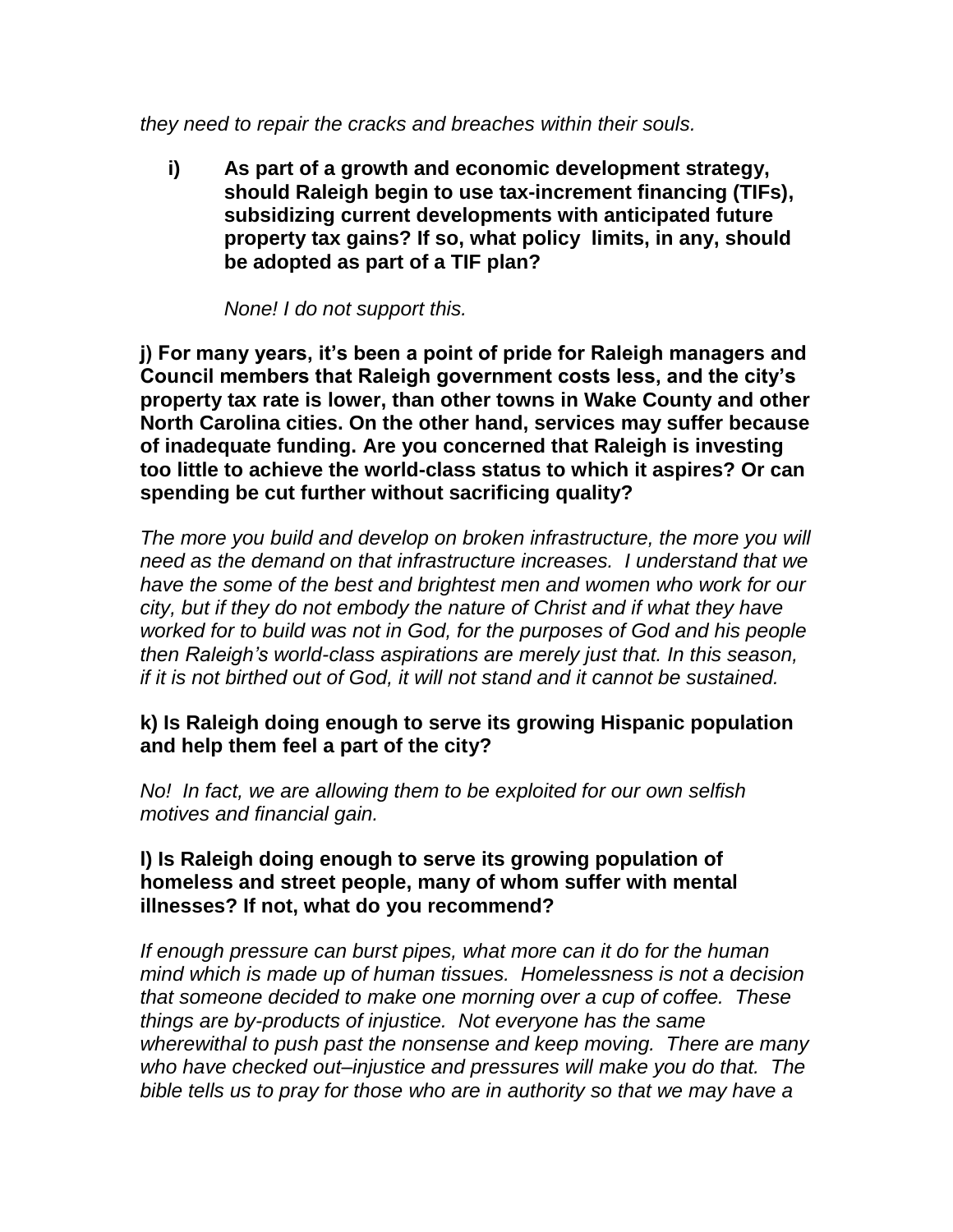*they need to repair the cracks and breaches within their souls.*

**i) As part of a growth and economic development strategy, should Raleigh begin to use tax-increment financing (TIFs), subsidizing current developments with anticipated future property tax gains? If so, what policy limits, in any, should be adopted as part of a TIF plan?**

*None! I do not support this.*

**j) For many years, it's been a point of pride for Raleigh managers and Council members that Raleigh government costs less, and the city's property tax rate is lower, than other towns in Wake County and other North Carolina cities. On the other hand, services may suffer because of inadequate funding. Are you concerned that Raleigh is investing too little to achieve the world-class status to which it aspires? Or can spending be cut further without sacrificing quality?**

*The more you build and develop on broken infrastructure, the more you will need as the demand on that infrastructure increases. I understand that we have the some of the best and brightest men and women who work for our city, but if they do not embody the nature of Christ and if what they have worked for to build was not in God, for the purposes of God and his people then Raleigh's world-class aspirations are merely just that. In this season, if it is not birthed out of God, it will not stand and it cannot be sustained.*

**k) Is Raleigh doing enough to serve its growing Hispanic population and help them feel a part of the city?**

*No! In fact, we are allowing them to be exploited for our own selfish motives and financial gain.*

**l) Is Raleigh doing enough to serve its growing population of homeless and street people, many of whom suffer with mental illnesses? If not, what do you recommend?**

*If enough pressure can burst pipes, what more can it do for the human mind which is made up of human tissues. Homelessness is not a decision that someone decided to make one morning over a cup of coffee. These things are by-products of injustice. Not everyone has the same wherewithal to push past the nonsense and keep moving. There are many who have checked out–injustice and pressures will make you do that. The bible tells us to pray for those who are in authority so that we may have a*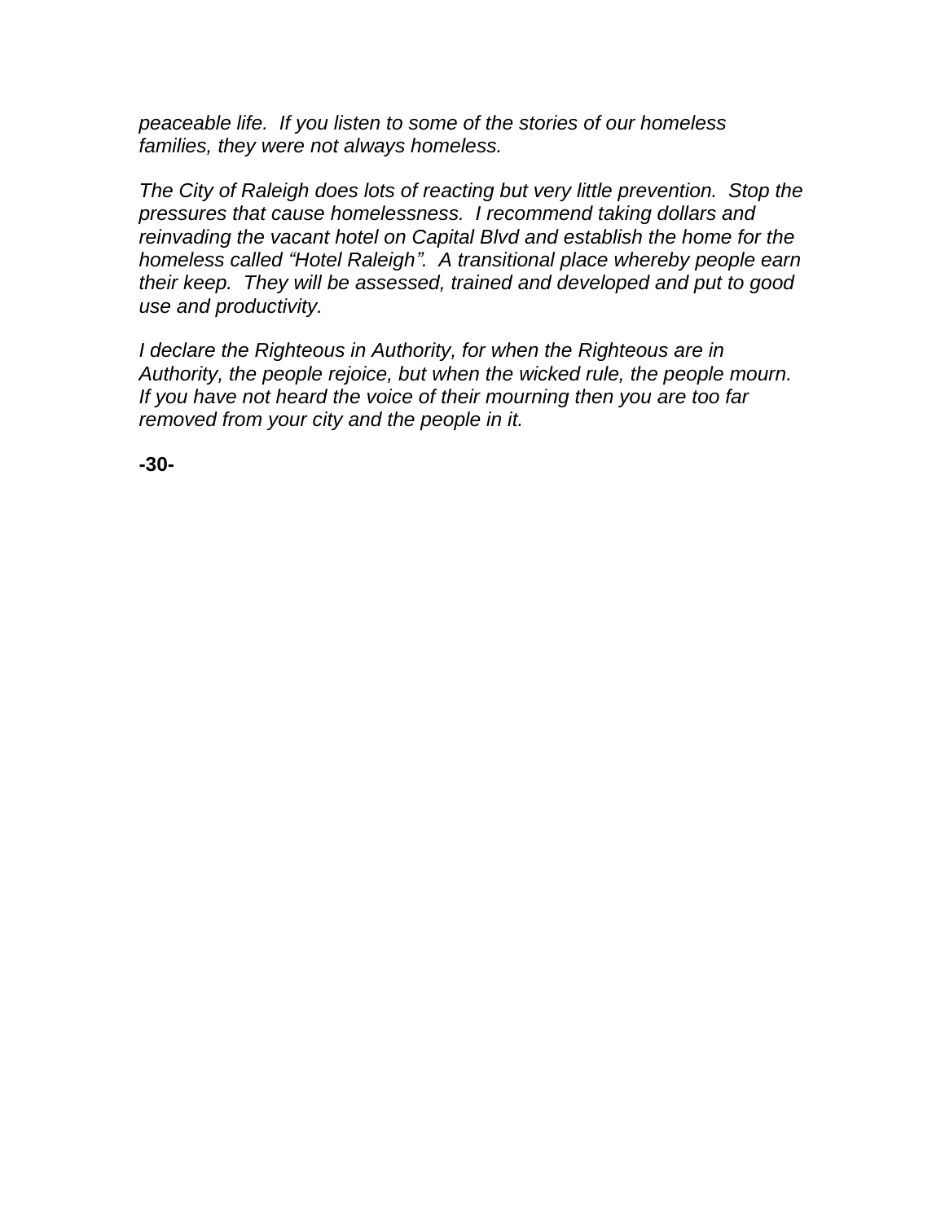*peaceable life. If you listen to some of the stories of our homeless families, they were not always homeless.*

*The City of Raleigh does lots of reacting but very little prevention. Stop the pressures that cause homelessness. I recommend taking dollars and reinvading the vacant hotel on Capital Blvd and establish the home for the homeless called "Hotel Raleigh". A transitional place whereby people earn their keep. They will be assessed, trained and developed and put to good use and productivity.*

*I declare the Righteous in Authority, for when the Righteous are in Authority, the people rejoice, but when the wicked rule, the people mourn. If you have not heard the voice of their mourning then you are too far removed from your city and the people in it.*

**-30-**